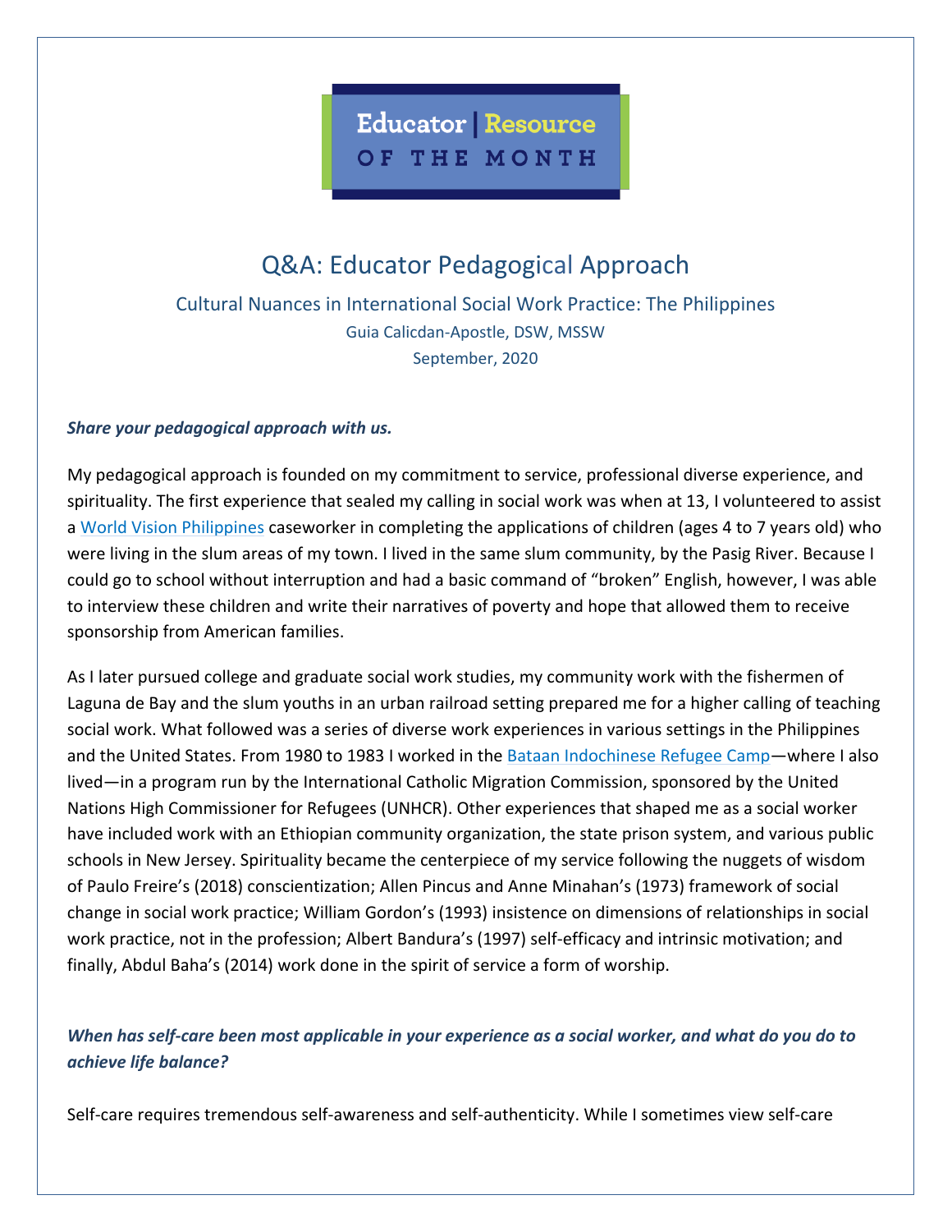Educator | Resource OF THE MONTH

# Q&A: Educator Pedagogical Approach

## Cultural Nuances in International Social Work Practice: The Philippines

Guia Calicdan-Apostle, DSW, MSSW

September, 2020

***Share your pedagogical approach with us.***

My pedagogical approach is founded on my commitment to service, professional diverse experience, and spirituality. The first experience that sealed my calling in social work was when at 13, I volunteered to assist a World Vision Philippines caseworker in completing the applications of children (ages 4 to 7 years old) who were living in the slum areas of my town. I lived in the same slum community, by the Pasig River. Because I could go to school without interruption and had a basic command of "broken" English, however, I was able to interview these children and write their narratives of poverty and hope that allowed them to receive sponsorship from American families.

As I later pursued college and graduate social work studies, my community work with the fishermen of Laguna de Bay and the slum youths in an urban railroad setting prepared me for a higher calling of teaching social work. What followed was a series of diverse work experiences in various settings in the Philippines and the United States. From 1980 to 1983 I worked in the Bataan Indochinese Refugee Camp—where I also lived—in a program run by the International Catholic Migration Commission, sponsored by the United Nations High Commissioner for Refugees (UNHCR). Other experiences that shaped me as a social worker have included work with an Ethiopian community organization, the state prison system, and various public schools in New Jersey. Spirituality became the centerpiece of my service following the nuggets of wisdom of Paulo Freire's (2018) conscientization; Allen Pincus and Anne Minahan's (1973) framework of social change in social work practice; William Gordon's (1993) insistence on dimensions of relationships in social work practice, not in the profession; Albert Bandura's (1997) self-efficacy and intrinsic motivation; and finally, Abdul Baha's (2014) work done in the spirit of service a form of worship.

***When has self-care been most applicable in your experience as a social worker, and what do you do to achieve life balance?***

Self-care requires tremendous self-awareness and self-authenticity. While I sometimes view self-care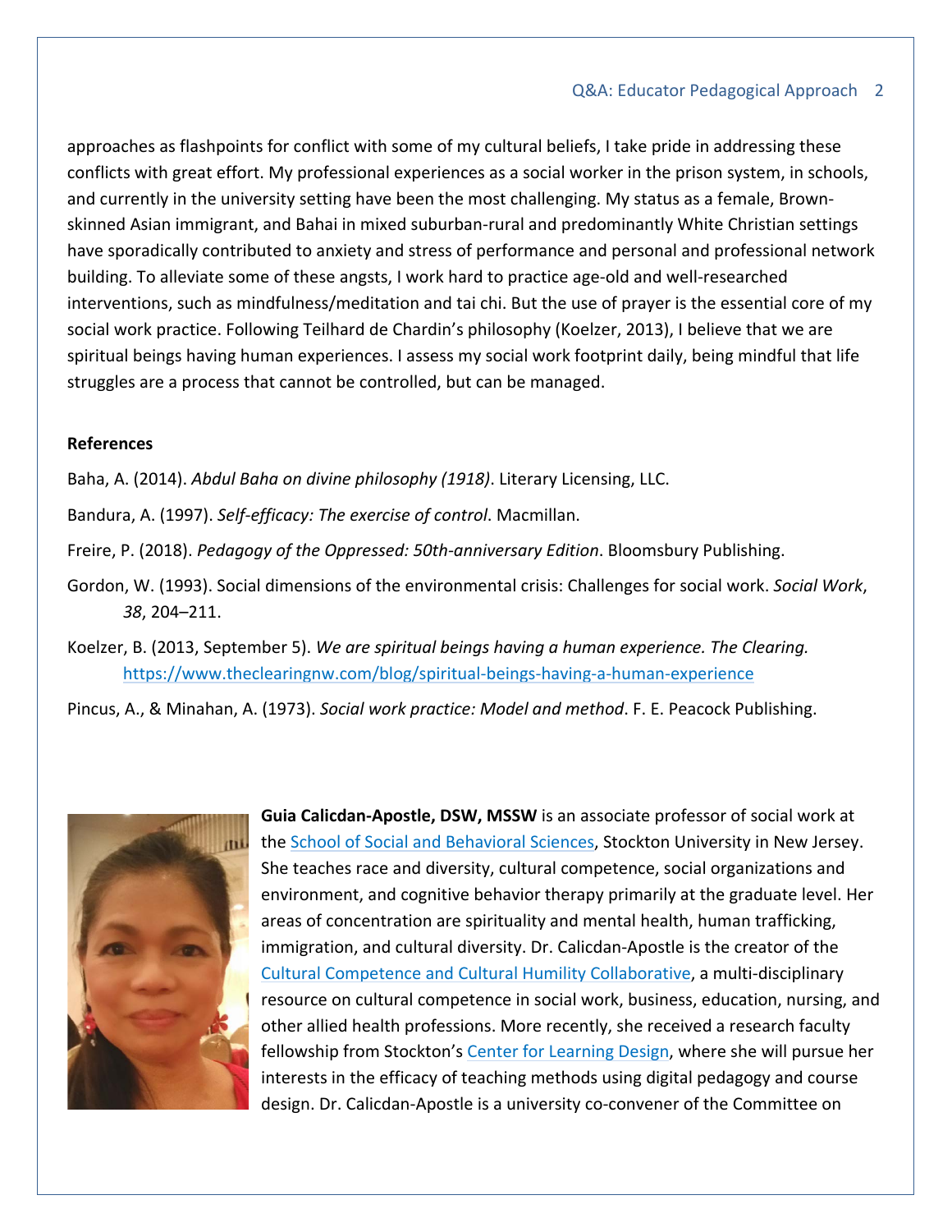approaches as flashpoints for conflict with some of my cultural beliefs, I take pride in addressing these conflicts with great effort. My professional experiences as a social worker in the prison system, in schools, and currently in the university setting have been the most challenging. My status as a female, Brown-skinned Asian immigrant, and Bahai in mixed suburban-rural and predominantly White Christian settings have sporadically contributed to anxiety and stress of performance and personal and professional network building. To alleviate some of these angsts, I work hard to practice age-old and well-researched interventions, such as mindfulness/meditation and tai chi. But the use of prayer is the essential core of my social work practice. Following Teilhard de Chardin's philosophy (Koelzer, 2013), I believe that we are spiritual beings having human experiences. I assess my social work footprint daily, being mindful that life struggles are a process that cannot be controlled, but can be managed.

**References**

Baha, A. (2014). *Abdul Baha on divine philosophy (1918)*. Literary Licensing, LLC.

Bandura, A. (1997). *Self-efficacy: The exercise of control*. Macmillan.

Freire, P. (2018). *Pedagogy of the Oppressed: 50th-anniversary Edition*. Bloomsbury Publishing.

Gordon, W. (1993). Social dimensions of the environmental crisis: Challenges for social work. *Social Work*, *38*, 204–211.

Koelzer, B. (2013, September 5). *We are spiritual beings having a human experience. The Clearing.* https://www.theclearingnw.com/blog/spiritual-beings-having-a-human-experience

Pincus, A., & Minahan, A. (1973). *Social work practice: Model and method*. F. E. Peacock Publishing.

**Guia Calicdan-Apostle, DSW, MSSW** is an associate professor of social work at the School of Social and Behavioral Sciences, Stockton University in New Jersey. She teaches race and diversity, cultural competence, social organizations and environment, and cognitive behavior therapy primarily at the graduate level. Her areas of concentration are spirituality and mental health, human trafficking, immigration, and cultural diversity. Dr. Calicdan-Apostle is the creator of the Cultural Competence and Cultural Humility Collaborative, a multi-disciplinary resource on cultural competence in social work, business, education, nursing, and other allied health professions. More recently, she received a research faculty fellowship from Stockton's Center for Learning Design, where she will pursue her interests in the efficacy of teaching methods using digital pedagogy and course design. Dr. Calicdan-Apostle is a university co-convener of the Committee on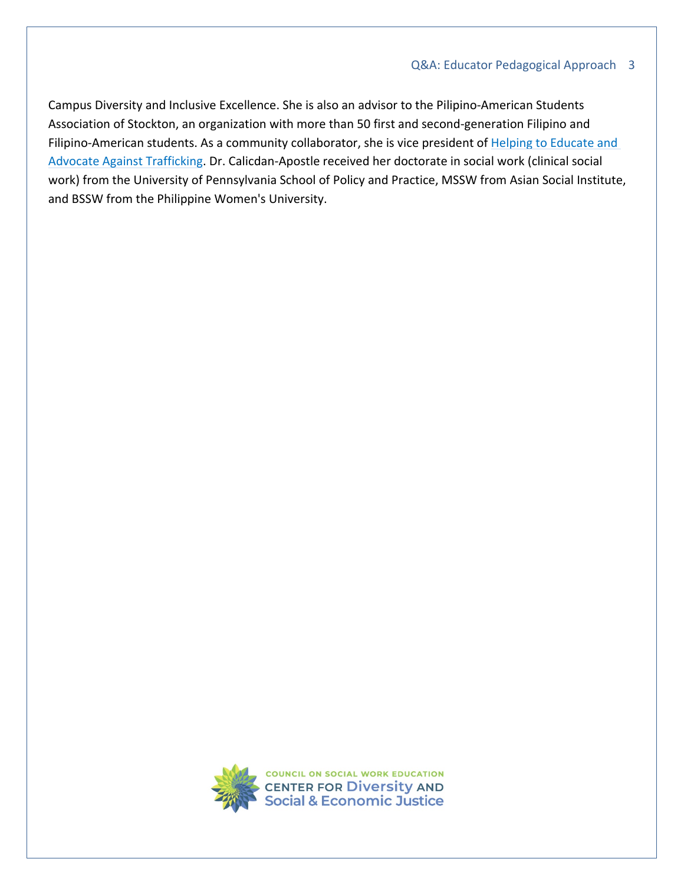Campus Diversity and Inclusive Excellence. She is also an advisor to the Pilipino-American Students Association of Stockton, an organization with more than 50 first and second-generation Filipino and Filipino-American students. As a community collaborator, she is vice president of Helping to Educate and Advocate Against Trafficking. Dr. Calicdan-Apostle received her doctorate in social work (clinical social work) from the University of Pennsylvania School of Policy and Practice, MSSW from Asian Social Institute, and BSSW from the Philippine Women's University.

COUNCIL ON SOCIAL WORK EDUCATION
CENTER FOR Diversity AND Social & Economic Justice